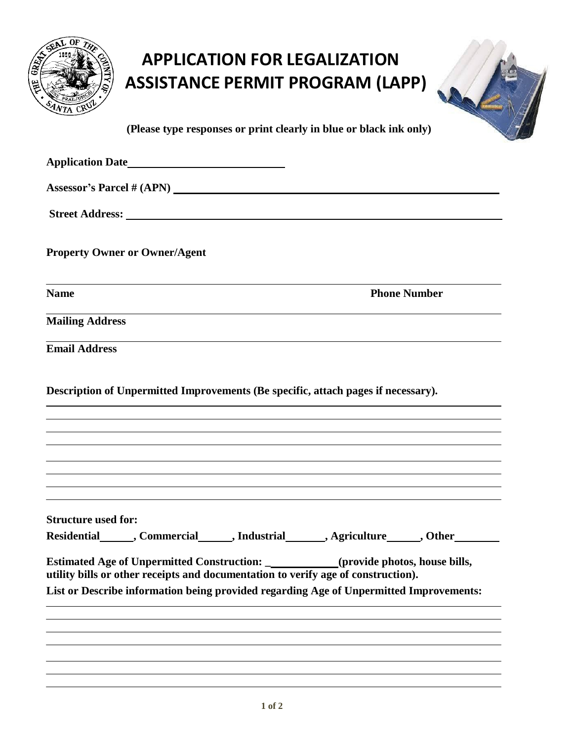# APPLICATION FOR LEGALIZATION ASSISTANCE PERMIT PROGRAM (LAPP)

**(Please type responses or print clearly in blue or black ink only)**

**Application Date**\_\_\_\_\_\_\_\_\_\_\_\_\_\_\_\_\_\_\_\_\_\_\_\_\_\_\_\_

**Assessor's Parcel # (APN)** \_\_\_\_\_\_\_\_\_\_\_\_\_\_\_\_\_\_\_\_\_\_\_\_\_\_\_\_\_\_\_\_\_\_\_\_\_\_\_\_\_\_\_\_\_\_\_\_\_\_\_\_

**Street Address:** \_\_\_\_\_\_\_\_\_\_\_\_\_\_\_\_\_\_\_\_\_\_\_\_\_\_\_\_\_\_\_\_\_\_\_\_\_\_\_\_\_\_\_\_\_\_\_\_\_\_\_\_\_\_\_\_\_\_\_\_

**Property Owner or Owner/Agent**

\_\_\_\_\_\_\_\_\_\_\_\_\_\_\_\_\_\_\_\_\_\_\_\_\_\_\_\_\_\_\_\_\_\_\_\_\_\_\_\_\_\_\_\_\_\_\_\_\_\_\_\_\_\_\_\_\_\_\_\_\_\_\_\_\_\_\_\_\_\_\_\_\_\_\_\_

**Name** **Phone Number**

\_\_\_\_\_\_\_\_\_\_\_\_\_\_\_\_\_\_\_\_\_\_\_\_\_\_\_\_\_\_\_\_\_\_\_\_\_\_\_\_\_\_\_\_\_\_\_\_\_\_\_\_\_\_\_\_\_\_\_\_\_\_\_\_\_\_\_\_\_\_\_\_\_\_\_\_

**Mailing Address**

\_\_\_\_\_\_\_\_\_\_\_\_\_\_\_\_\_\_\_\_\_\_\_\_\_\_\_\_\_\_\_\_\_\_\_\_\_\_\_\_\_\_\_\_\_\_\_\_\_\_\_\_\_\_\_\_\_\_\_\_\_\_\_\_\_\_\_\_\_\_\_\_\_\_\_\_

**Email Address**

**Description of Unpermitted Improvements (Be specific, attach pages if necessary).**

\_\_\_\_\_\_\_\_\_\_\_\_\_\_\_\_\_\_\_\_\_\_\_\_\_\_\_\_\_\_\_\_\_\_\_\_\_\_\_\_\_\_\_\_\_\_\_\_\_\_\_\_\_\_\_\_\_\_\_\_\_\_\_\_\_\_\_\_\_\_\_\_\_\_\_\_

\_\_\_\_\_\_\_\_\_\_\_\_\_\_\_\_\_\_\_\_\_\_\_\_\_\_\_\_\_\_\_\_\_\_\_\_\_\_\_\_\_\_\_\_\_\_\_\_\_\_\_\_\_\_\_\_\_\_\_\_\_\_\_\_\_\_\_\_\_\_\_\_\_\_\_\_

\_\_\_\_\_\_\_\_\_\_\_\_\_\_\_\_\_\_\_\_\_\_\_\_\_\_\_\_\_\_\_\_\_\_\_\_\_\_\_\_\_\_\_\_\_\_\_\_\_\_\_\_\_\_\_\_\_\_\_\_\_\_\_\_\_\_\_\_\_\_\_\_\_\_\_\_

\_\_\_\_\_\_\_\_\_\_\_\_\_\_\_\_\_\_\_\_\_\_\_\_\_\_\_\_\_\_\_\_\_\_\_\_\_\_\_\_\_\_\_\_\_\_\_\_\_\_\_\_\_\_\_\_\_\_\_\_\_\_\_\_\_\_\_\_\_\_\_\_\_\_\_\_

\_\_\_\_\_\_\_\_\_\_\_\_\_\_\_\_\_\_\_\_\_\_\_\_\_\_\_\_\_\_\_\_\_\_\_\_\_\_\_\_\_\_\_\_\_\_\_\_\_\_\_\_\_\_\_\_\_\_\_\_\_\_\_\_\_\_\_\_\_\_\_\_\_\_\_\_

\_\_\_\_\_\_\_\_\_\_\_\_\_\_\_\_\_\_\_\_\_\_\_\_\_\_\_\_\_\_\_\_\_\_\_\_\_\_\_\_\_\_\_\_\_\_\_\_\_\_\_\_\_\_\_\_\_\_\_\_\_\_\_\_\_\_\_\_\_\_\_\_\_\_\_\_

\_\_\_\_\_\_\_\_\_\_\_\_\_\_\_\_\_\_\_\_\_\_\_\_\_\_\_\_\_\_\_\_\_\_\_\_\_\_\_\_\_\_\_\_\_\_\_\_\_\_\_\_\_\_\_\_\_\_\_\_\_\_\_\_\_\_\_\_\_\_\_\_\_\_\_\_

**Structure used for:**

**Residential**\_\_\_\_\_\_**, Commercial**\_\_\_\_\_\_**, Industrial**\_\_\_\_\_\_\_**, Agriculture**\_\_\_\_\_\_**, Other**\_\_\_\_\_\_\_\_

**Estimated Age of Unpermitted Construction:** \_\_\_\_\_\_\_\_\_\_\_\_\_**(provide photos, house bills, utility bills or other receipts and documentation to verify age of construction).**

**List or Describe information being provided regarding Age of Unpermitted Improvements:**

\_\_\_\_\_\_\_\_\_\_\_\_\_\_\_\_\_\_\_\_\_\_\_\_\_\_\_\_\_\_\_\_\_\_\_\_\_\_\_\_\_\_\_\_\_\_\_\_\_\_\_\_\_\_\_\_\_\_\_\_\_\_\_\_\_\_\_\_\_\_\_\_\_\_\_\_

\_\_\_\_\_\_\_\_\_\_\_\_\_\_\_\_\_\_\_\_\_\_\_\_\_\_\_\_\_\_\_\_\_\_\_\_\_\_\_\_\_\_\_\_\_\_\_\_\_\_\_\_\_\_\_\_\_\_\_\_\_\_\_\_\_\_\_\_\_\_\_\_\_\_\_\_

\_\_\_\_\_\_\_\_\_\_\_\_\_\_\_\_\_\_\_\_\_\_\_\_\_\_\_\_\_\_\_\_\_\_\_\_\_\_\_\_\_\_\_\_\_\_\_\_\_\_\_\_\_\_\_\_\_\_\_\_\_\_\_\_\_\_\_\_\_\_\_\_\_\_\_\_

\_\_\_\_\_\_\_\_\_\_\_\_\_\_\_\_\_\_\_\_\_\_\_\_\_\_\_\_\_\_\_\_\_\_\_\_\_\_\_\_\_\_\_\_\_\_\_\_\_\_\_\_\_\_\_\_\_\_\_\_\_\_\_\_\_\_\_\_\_\_\_\_\_\_\_\_

\_\_\_\_\_\_\_\_\_\_\_\_\_\_\_\_\_\_\_\_\_\_\_\_\_\_\_\_\_\_\_\_\_\_\_\_\_\_\_\_\_\_\_\_\_\_\_\_\_\_\_\_\_\_\_\_\_\_\_\_\_\_\_\_\_\_\_\_\_\_\_\_\_\_\_\_

\_\_\_\_\_\_\_\_\_\_\_\_\_\_\_\_\_\_\_\_\_\_\_\_\_\_\_\_\_\_\_\_\_\_\_\_\_\_\_\_\_\_\_\_\_\_\_\_\_\_\_\_\_\_\_\_\_\_\_\_\_\_\_\_\_\_\_\_\_\_\_\_\_\_\_\_

\_\_\_\_\_\_\_\_\_\_\_\_\_\_\_\_\_\_\_\_\_\_\_\_\_\_\_\_\_\_\_\_\_\_\_\_\_\_\_\_\_\_\_\_\_\_\_\_\_\_\_\_\_\_\_\_\_\_\_\_\_\_\_\_\_\_\_\_\_\_\_\_\_\_\_\_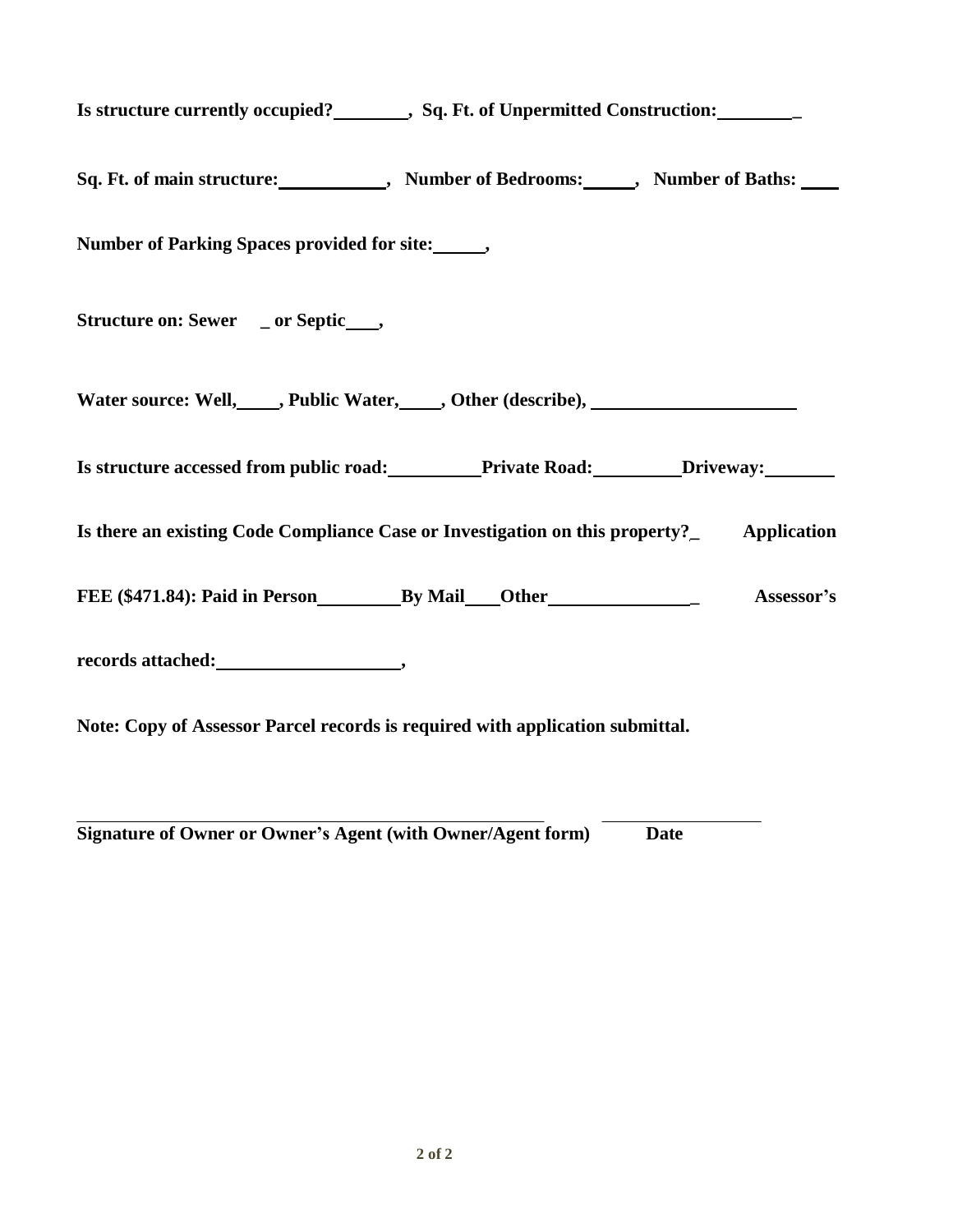**Is structure currently occupied?________, Sq. Ft. of Unpermitted Construction:________**

**Sq. Ft. of main structure:___________, Number of Bedrooms:_____, Number of Baths: ____**

**Number of Parking Spaces provided for site:_____,**

**Structure on: Sewer ___ or Septic___,**

**Water source: Well,____, Public Water,____, Other (describe), ______________________**

**Is structure accessed from public road:__________Private Road:_________Driveway:_______**

**Is there an existing Code Compliance Case or Investigation on this property?_ Application FEE ($471.84): Paid in Person_________By Mail___Other_______________ Assessor's records attached:____________________,**

**Note: Copy of Assessor Parcel records is required with application submittal.**

________________________________________________ ________________

**Signature of Owner or Owner's Agent (with Owner/Agent form) Date**